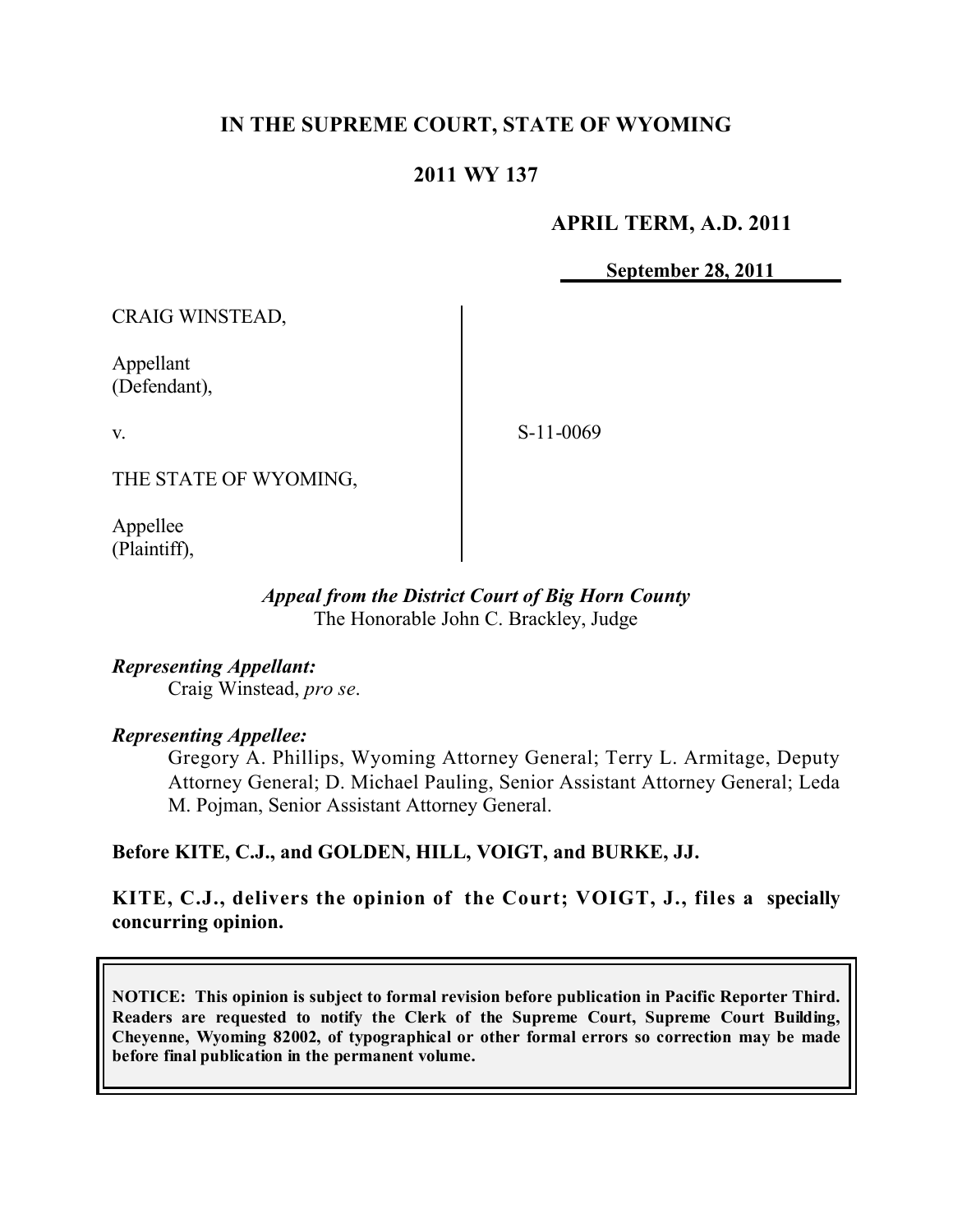# IN THE SUPREME COURT, STATE OF WYOMING

## 2011 WY 137

**APRIL TERM, A.D. 2011**

**September 28, 2011**

| | |
|---|---|
| CRAIG WINSTEAD,<br><br>Appellant<br>(Defendant),<br><br>v.<br><br>THE STATE OF WYOMING,<br><br>Appellee<br>(Plaintiff), | S-11-0069 |

*Appeal from the District Court of Big Horn County*
The Honorable John C. Brackley, Judge

***Representing Appellant:***
Craig Winstead, *pro se*.

***Representing Appellee:***
Gregory A. Phillips, Wyoming Attorney General; Terry L. Armitage, Deputy Attorney General; D. Michael Pauling, Senior Assistant Attorney General; Leda M. Pojman, Senior Assistant Attorney General.

**Before KITE, C.J., and GOLDEN, HILL, VOIGT, and BURKE, JJ.**

**KITE, C.J., delivers the opinion of the Court; VOIGT, J., files a specially concurring opinion.**

**NOTICE: This opinion is subject to formal revision before publication in Pacific Reporter Third. Readers are requested to notify the Clerk of the Supreme Court, Supreme Court Building, Cheyenne, Wyoming 82002, of typographical or other formal errors so correction may be made before final publication in the permanent volume.**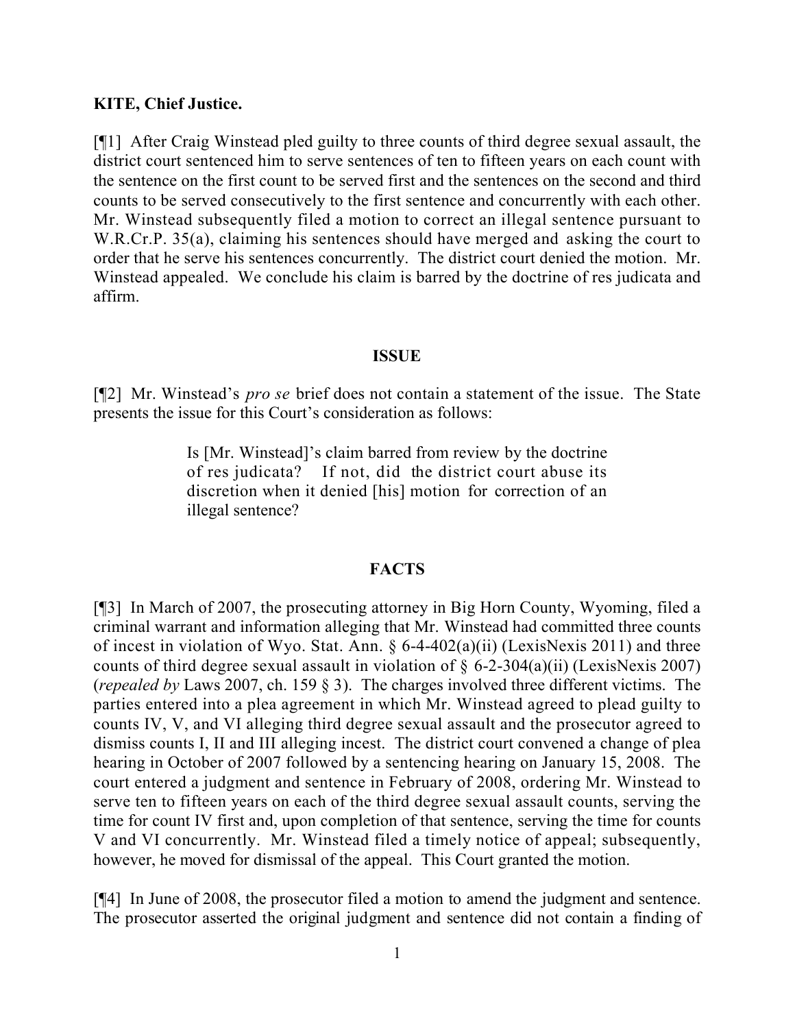**KITE, Chief Justice.**

[¶1] After Craig Winstead pled guilty to three counts of third degree sexual assault, the district court sentenced him to serve sentences of ten to fifteen years on each count with the sentence on the first count to be served first and the sentences on the second and third counts to be served consecutively to the first sentence and concurrently with each other. Mr. Winstead subsequently filed a motion to correct an illegal sentence pursuant to W.R.Cr.P. 35(a), claiming his sentences should have merged and asking the court to order that he serve his sentences concurrently. The district court denied the motion. Mr. Winstead appealed. We conclude his claim is barred by the doctrine of res judicata and affirm.

## ISSUE

[¶2] Mr. Winstead's *pro se* brief does not contain a statement of the issue. The State presents the issue for this Court's consideration as follows:

> Is [Mr. Winstead]'s claim barred from review by the doctrine of res judicata? If not, did the district court abuse its discretion when it denied [his] motion for correction of an illegal sentence?

## FACTS

[¶3] In March of 2007, the prosecuting attorney in Big Horn County, Wyoming, filed a criminal warrant and information alleging that Mr. Winstead had committed three counts of incest in violation of Wyo. Stat. Ann. § 6-4-402(a)(ii) (LexisNexis 2011) and three counts of third degree sexual assault in violation of § 6-2-304(a)(ii) (LexisNexis 2007) (*repealed by* Laws 2007, ch. 159 § 3). The charges involved three different victims. The parties entered into a plea agreement in which Mr. Winstead agreed to plead guilty to counts IV, V, and VI alleging third degree sexual assault and the prosecutor agreed to dismiss counts I, II and III alleging incest. The district court convened a change of plea hearing in October of 2007 followed by a sentencing hearing on January 15, 2008. The court entered a judgment and sentence in February of 2008, ordering Mr. Winstead to serve ten to fifteen years on each of the third degree sexual assault counts, serving the time for count IV first and, upon completion of that sentence, serving the time for counts V and VI concurrently. Mr. Winstead filed a timely notice of appeal; subsequently, however, he moved for dismissal of the appeal. This Court granted the motion.

[¶4] In June of 2008, the prosecutor filed a motion to amend the judgment and sentence. The prosecutor asserted the original judgment and sentence did not contain a finding of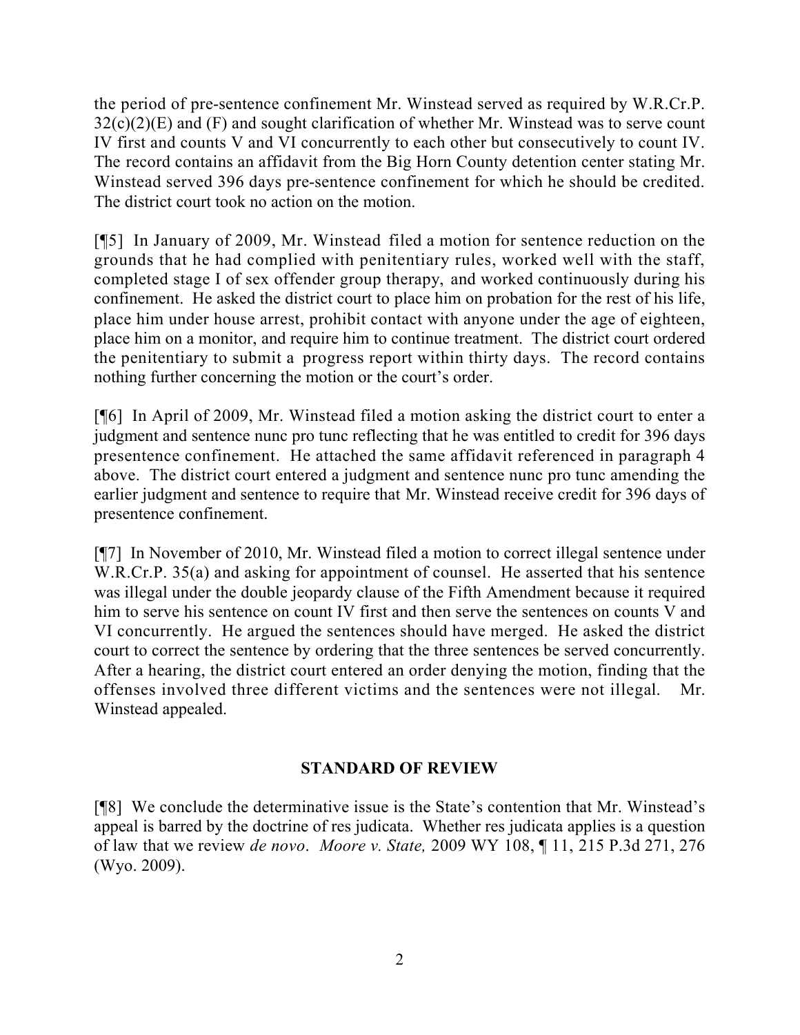the period of pre-sentence confinement Mr. Winstead served as required by W.R.Cr.P. 32(c)(2)(E) and (F) and sought clarification of whether Mr. Winstead was to serve count IV first and counts V and VI concurrently to each other but consecutively to count IV. The record contains an affidavit from the Big Horn County detention center stating Mr. Winstead served 396 days pre-sentence confinement for which he should be credited. The district court took no action on the motion.

[¶5] In January of 2009, Mr. Winstead filed a motion for sentence reduction on the grounds that he had complied with penitentiary rules, worked well with the staff, completed stage I of sex offender group therapy, and worked continuously during his confinement. He asked the district court to place him on probation for the rest of his life, place him under house arrest, prohibit contact with anyone under the age of eighteen, place him on a monitor, and require him to continue treatment. The district court ordered the penitentiary to submit a progress report within thirty days. The record contains nothing further concerning the motion or the court's order.

[¶6] In April of 2009, Mr. Winstead filed a motion asking the district court to enter a judgment and sentence nunc pro tunc reflecting that he was entitled to credit for 396 days presentence confinement. He attached the same affidavit referenced in paragraph 4 above. The district court entered a judgment and sentence nunc pro tunc amending the earlier judgment and sentence to require that Mr. Winstead receive credit for 396 days of presentence confinement.

[¶7] In November of 2010, Mr. Winstead filed a motion to correct illegal sentence under W.R.Cr.P. 35(a) and asking for appointment of counsel. He asserted that his sentence was illegal under the double jeopardy clause of the Fifth Amendment because it required him to serve his sentence on count IV first and then serve the sentences on counts V and VI concurrently. He argued the sentences should have merged. He asked the district court to correct the sentence by ordering that the three sentences be served concurrently. After a hearing, the district court entered an order denying the motion, finding that the offenses involved three different victims and the sentences were not illegal. Mr. Winstead appealed.

## STANDARD OF REVIEW

[¶8] We conclude the determinative issue is the State's contention that Mr. Winstead's appeal is barred by the doctrine of res judicata. Whether res judicata applies is a question of law that we review *de novo*. *Moore v. State,* 2009 WY 108, ¶ 11, 215 P.3d 271, 276 (Wyo. 2009).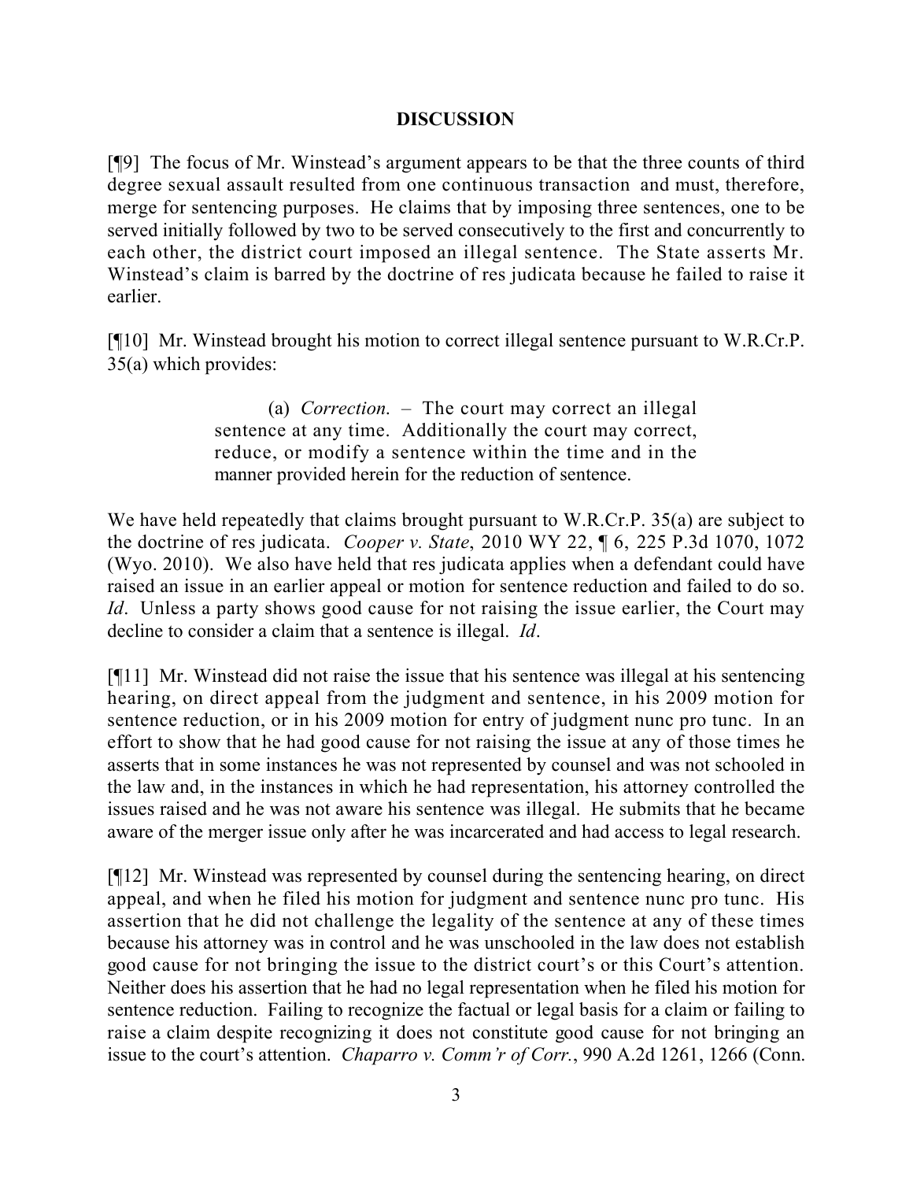## DISCUSSION

[¶9] The focus of Mr. Winstead's argument appears to be that the three counts of third degree sexual assault resulted from one continuous transaction and must, therefore, merge for sentencing purposes. He claims that by imposing three sentences, one to be served initially followed by two to be served consecutively to the first and concurrently to each other, the district court imposed an illegal sentence. The State asserts Mr. Winstead's claim is barred by the doctrine of res judicata because he failed to raise it earlier.

[¶10] Mr. Winstead brought his motion to correct illegal sentence pursuant to W.R.Cr.P. 35(a) which provides:

> (a) *Correction.* – The court may correct an illegal sentence at any time. Additionally the court may correct, reduce, or modify a sentence within the time and in the manner provided herein for the reduction of sentence.

We have held repeatedly that claims brought pursuant to W.R.Cr.P. 35(a) are subject to the doctrine of res judicata. *Cooper v. State*, 2010 WY 22, ¶ 6, 225 P.3d 1070, 1072 (Wyo. 2010). We also have held that res judicata applies when a defendant could have raised an issue in an earlier appeal or motion for sentence reduction and failed to do so. *Id*. Unless a party shows good cause for not raising the issue earlier, the Court may decline to consider a claim that a sentence is illegal. *Id*.

[¶11] Mr. Winstead did not raise the issue that his sentence was illegal at his sentencing hearing, on direct appeal from the judgment and sentence, in his 2009 motion for sentence reduction, or in his 2009 motion for entry of judgment nunc pro tunc. In an effort to show that he had good cause for not raising the issue at any of those times he asserts that in some instances he was not represented by counsel and was not schooled in the law and, in the instances in which he had representation, his attorney controlled the issues raised and he was not aware his sentence was illegal. He submits that he became aware of the merger issue only after he was incarcerated and had access to legal research.

[¶12] Mr. Winstead was represented by counsel during the sentencing hearing, on direct appeal, and when he filed his motion for judgment and sentence nunc pro tunc. His assertion that he did not challenge the legality of the sentence at any of these times because his attorney was in control and he was unschooled in the law does not establish good cause for not bringing the issue to the district court's or this Court's attention. Neither does his assertion that he had no legal representation when he filed his motion for sentence reduction. Failing to recognize the factual or legal basis for a claim or failing to raise a claim despite recognizing it does not constitute good cause for not bringing an issue to the court's attention. *Chaparro v. Comm'r of Corr.*, 990 A.2d 1261, 1266 (Conn.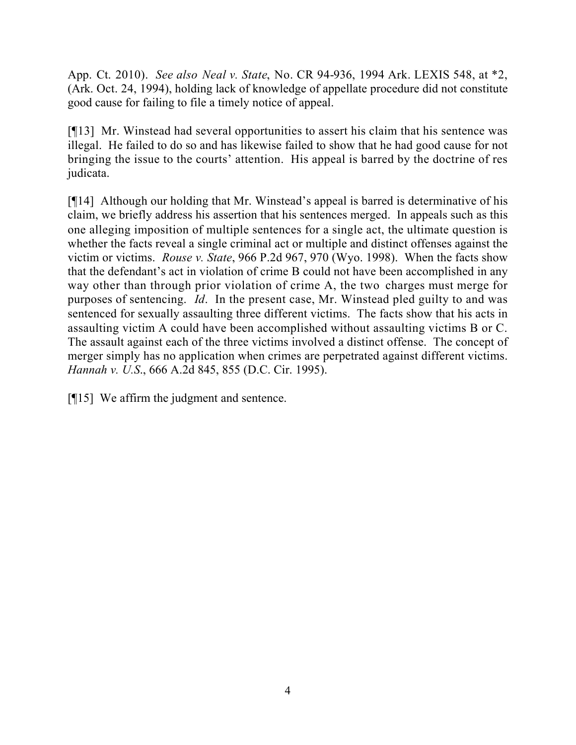App. Ct. 2010). *See also Neal v. State*, No. CR 94-936, 1994 Ark. LEXIS 548, at *2, (Ark. Oct. 24, 1994), holding lack of knowledge of appellate procedure did not constitute good cause for failing to file a timely notice of appeal.

[¶13] Mr. Winstead had several opportunities to assert his claim that his sentence was illegal. He failed to do so and has likewise failed to show that he had good cause for not bringing the issue to the courts' attention. His appeal is barred by the doctrine of res judicata.

[¶14] Although our holding that Mr. Winstead's appeal is barred is determinative of his claim, we briefly address his assertion that his sentences merged. In appeals such as this one alleging imposition of multiple sentences for a single act, the ultimate question is whether the facts reveal a single criminal act or multiple and distinct offenses against the victim or victims. *Rouse v. State*, 966 P.2d 967, 970 (Wyo. 1998). When the facts show that the defendant's act in violation of crime B could not have been accomplished in any way other than through prior violation of crime A, the two charges must merge for purposes of sentencing. *Id*. In the present case, Mr. Winstead pled guilty to and was sentenced for sexually assaulting three different victims. The facts show that his acts in assaulting victim A could have been accomplished without assaulting victims B or C. The assault against each of the three victims involved a distinct offense. The concept of merger simply has no application when crimes are perpetrated against different victims. *Hannah v. U.S.*, 666 A.2d 845, 855 (D.C. Cir. 1995).

[¶15] We affirm the judgment and sentence.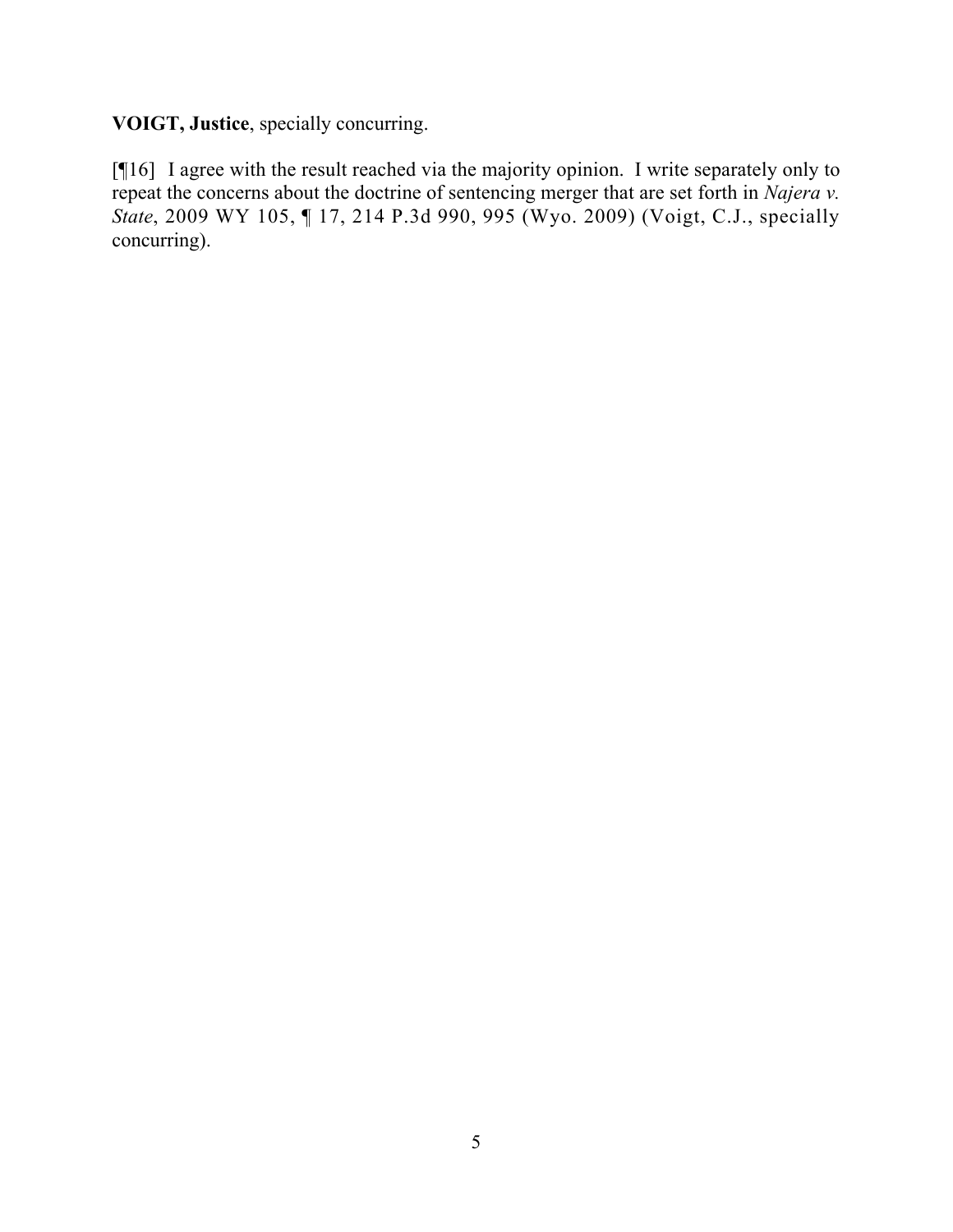**VOIGT, Justice**, specially concurring.

[¶16] I agree with the result reached via the majority opinion. I write separately only to repeat the concerns about the doctrine of sentencing merger that are set forth in *Najera v. State*, 2009 WY 105, ¶ 17, 214 P.3d 990, 995 (Wyo. 2009) (Voigt, C.J., specially concurring).